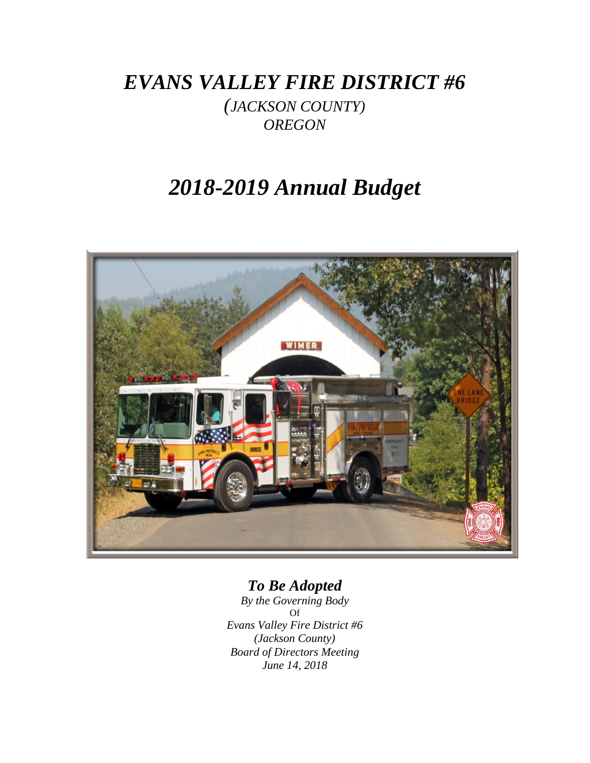# *EVANS VALLEY FIRE DISTRICT #6*

*(JACKSON COUNTY)*
*OREGON*

# *2018-2019 Annual Budget*

***To Be Adopted***

*By the Governing Body*
Of
*Evans Valley Fire District #6*
*(Jackson County)*
*Board of Directors Meeting*
*June 14, 2018*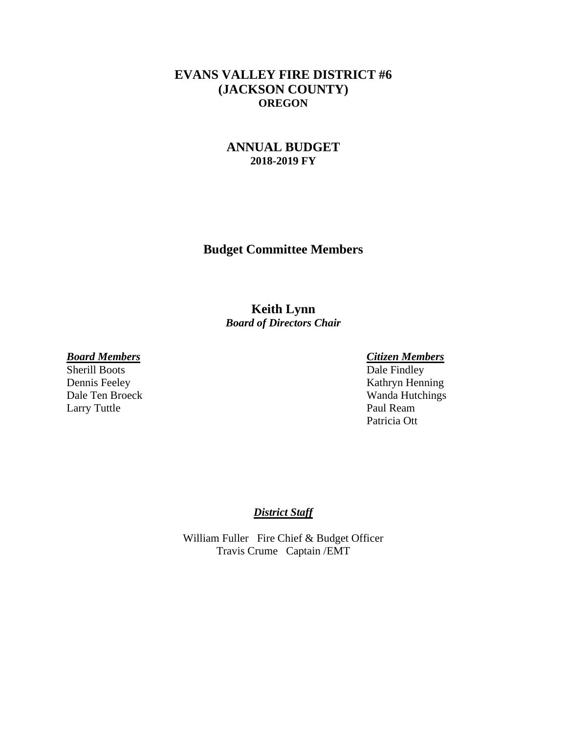# EVANS VALLEY FIRE DISTRICT #6
# (JACKSON COUNTY)
## OREGON

## ANNUAL BUDGET
### 2018-2019 FY

## Budget Committee Members

**Keith Lynn**
***Board of Directors Chair***

***Board Members***

Sherill Boots
Dennis Feeley
Dale Ten Broeck
Larry Tuttle

***Citizen Members***

Dale Findley
Kathryn Henning
Wanda Hutchings
Paul Ream
Patricia Ott

***District Staff***

William Fuller Fire Chief & Budget Officer
Travis Crume Captain /EMT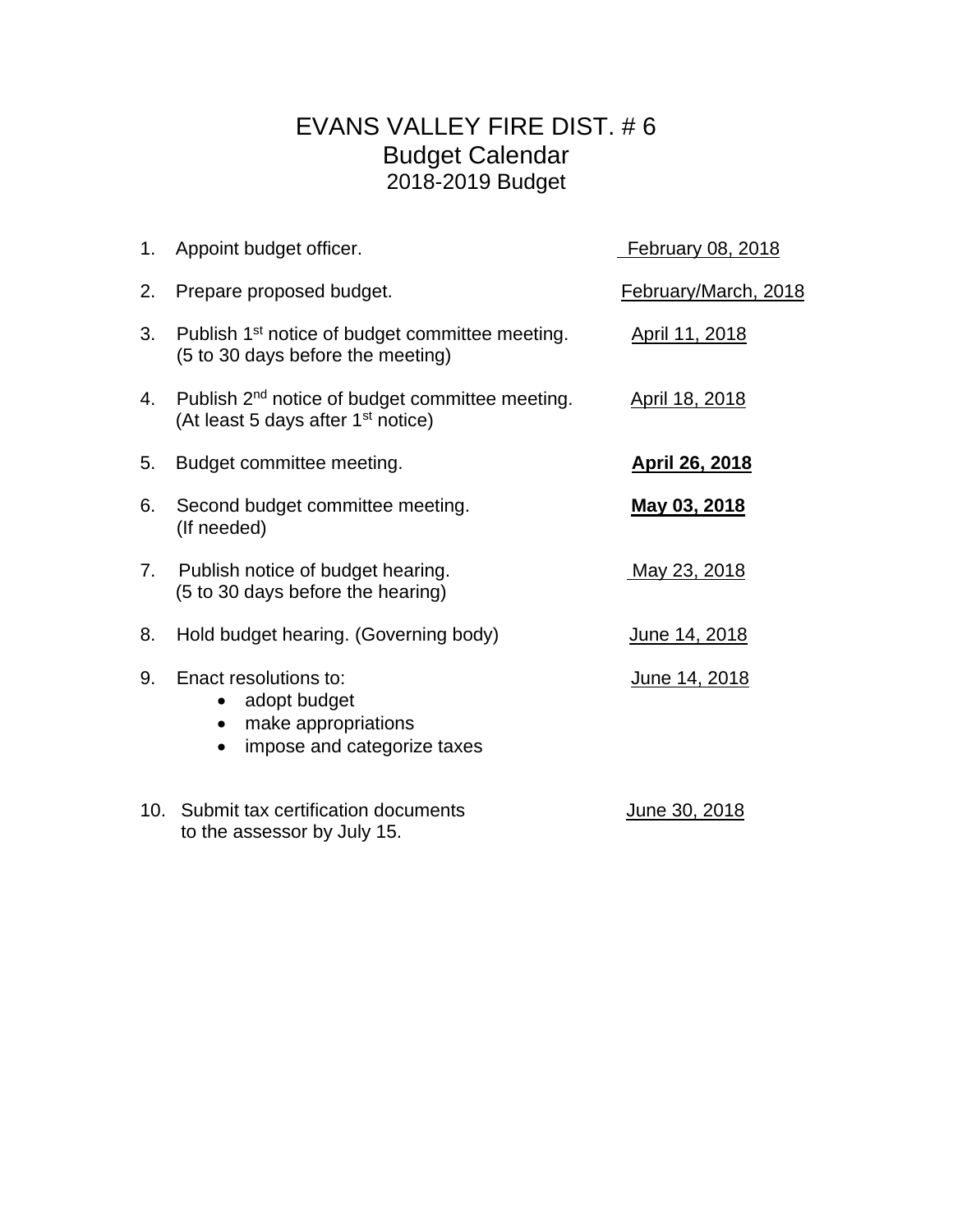# EVANS VALLEY FIRE DIST. # 6
## Budget Calendar
### 2018-2019 Budget

| | | |
|---|---|---|
| 1. | Appoint budget officer. | February 08, 2018 |
| 2. | Prepare proposed budget. | February/March, 2018 |
| 3. | Publish 1st notice of budget committee meeting. (5 to 30 days before the meeting) | April 11, 2018 |
| 4. | Publish 2nd notice of budget committee meeting. (At least 5 days after 1st notice) | April 18, 2018 |
| 5. | Budget committee meeting. | **April 26, 2018** |
| 6. | Second budget committee meeting. (If needed) | **May 03, 2018** |
| 7. | Publish notice of budget hearing. (5 to 30 days before the hearing) | May 23, 2018 |
| 8. | Hold budget hearing. (Governing body) | June 14, 2018 |
| 9. | Enact resolutions to: • adopt budget • make appropriations • impose and categorize taxes | June 14, 2018 |
| 10. | Submit tax certification documents to the assessor by July 15. | June 30, 2018 |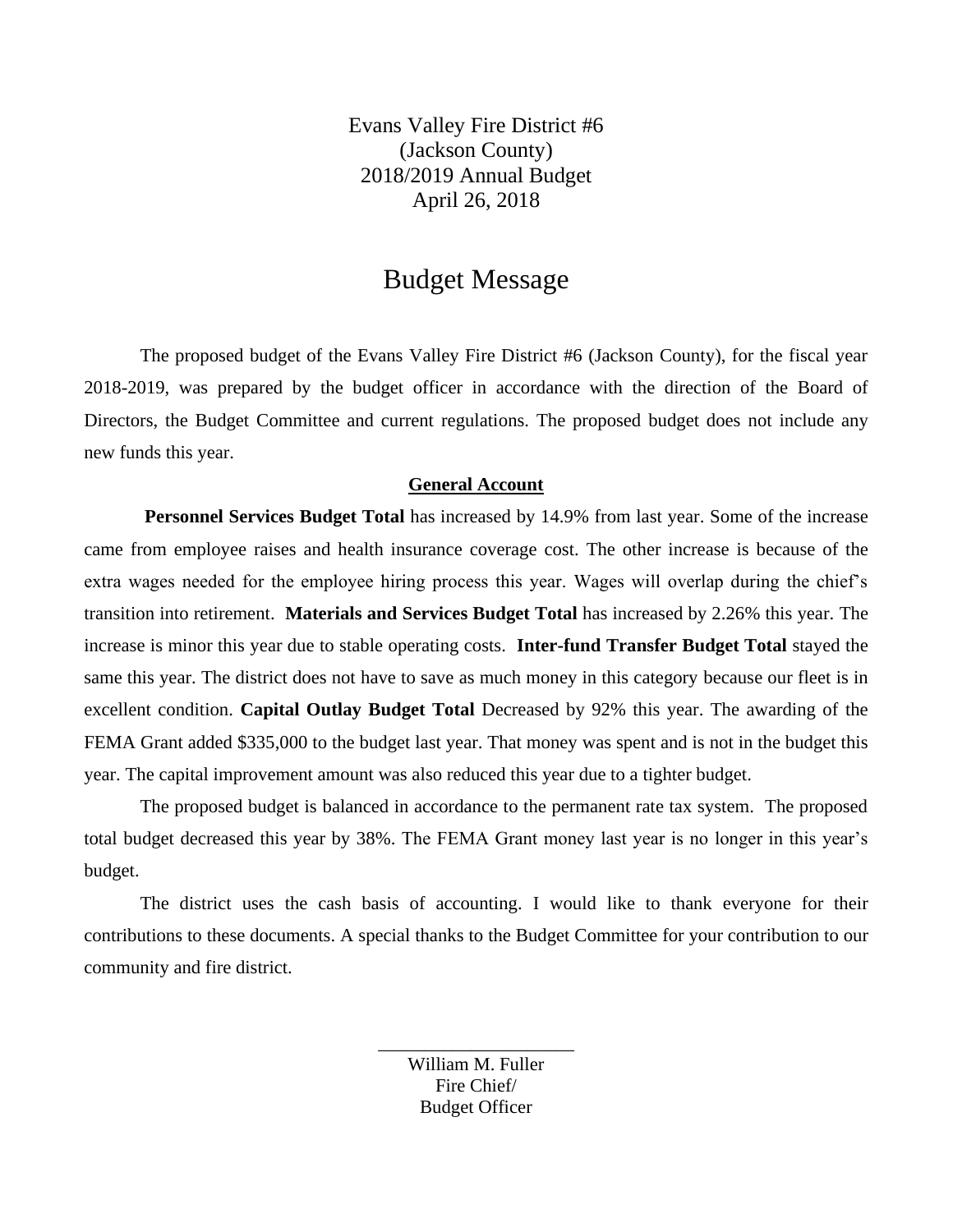Evans Valley Fire District #6
(Jackson County)
2018/2019 Annual Budget
April 26, 2018

# Budget Message

The proposed budget of the Evans Valley Fire District #6 (Jackson County), for the fiscal year 2018-2019, was prepared by the budget officer in accordance with the direction of the Board of Directors, the Budget Committee and current regulations. The proposed budget does not include any new funds this year.

## General Account

**Personnel Services Budget Total** has increased by 14.9% from last year. Some of the increase came from employee raises and health insurance coverage cost. The other increase is because of the extra wages needed for the employee hiring process this year. Wages will overlap during the chief's transition into retirement. **Materials and Services Budget Total** has increased by 2.26% this year. The increase is minor this year due to stable operating costs. **Inter-fund Transfer Budget Total** stayed the same this year. The district does not have to save as much money in this category because our fleet is in excellent condition. **Capital Outlay Budget Total** Decreased by 92% this year. The awarding of the FEMA Grant added $335,000 to the budget last year. That money was spent and is not in the budget this year. The capital improvement amount was also reduced this year due to a tighter budget.

The proposed budget is balanced in accordance to the permanent rate tax system. The proposed total budget decreased this year by 38%. The FEMA Grant money last year is no longer in this year's budget.

The district uses the cash basis of accounting. I would like to thank everyone for their contributions to these documents. A special thanks to the Budget Committee for your contribution to our community and fire district.

\_\_\_\_\_\_\_\_\_\_\_\_\_\_\_\_\_\_\_\_\_\_

William M. Fuller
Fire Chief/
Budget Officer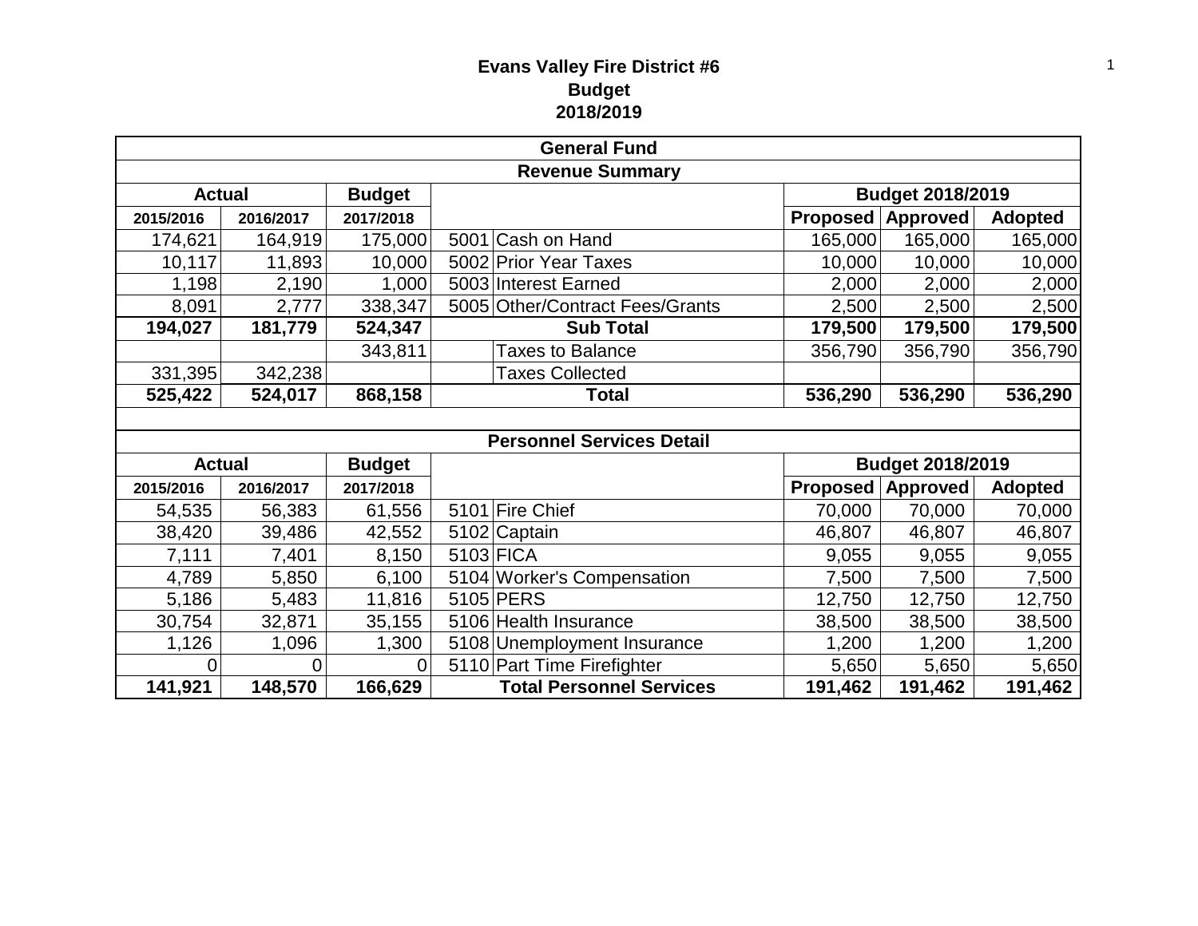# Evans Valley Fire District #6
## Budget
## 2018/2019

| General Fund | | | | | | | |
|---|---|---|---|---|---|---|---|
| **Revenue Summary** | | | | | | | |
| **Actual** | | **Budget** | | | **Budget 2018/2019** | | |
| **2015/2016** | **2016/2017** | **2017/2018** | | | **Proposed** | **Approved** | **Adopted** |
| 174,621 | 164,919 | 175,000 | 5001 | Cash on Hand | 165,000 | 165,000 | 165,000 |
| 10,117 | 11,893 | 10,000 | 5002 | Prior Year Taxes | 10,000 | 10,000 | 10,000 |
| 1,198 | 2,190 | 1,000 | 5003 | Interest Earned | 2,000 | 2,000 | 2,000 |
| 8,091 | 2,777 | 338,347 | 5005 | Other/Contract Fees/Grants | 2,500 | 2,500 | 2,500 |
| **194,027** | **181,779** | **524,347** | | **Sub Total** | **179,500** | **179,500** | **179,500** |
| | | 343,811 | | Taxes to Balance | 356,790 | 356,790 | 356,790 |
| 331,395 | 342,238 | | | Taxes Collected | | | |
| **525,422** | **524,017** | **868,158** | | **Total** | **536,290** | **536,290** | **536,290** |

| Personnel Services Detail | | | | | | | |
|---|---|---|---|---|---|---|---|
| **Actual** | | **Budget** | | | **Budget 2018/2019** | | |
| **2015/2016** | **2016/2017** | **2017/2018** | | | **Proposed** | **Approved** | **Adopted** |
| 54,535 | 56,383 | 61,556 | 5101 | Fire Chief | 70,000 | 70,000 | 70,000 |
| 38,420 | 39,486 | 42,552 | 5102 | Captain | 46,807 | 46,807 | 46,807 |
| 7,111 | 7,401 | 8,150 | 5103 | FICA | 9,055 | 9,055 | 9,055 |
| 4,789 | 5,850 | 6,100 | 5104 | Worker's Compensation | 7,500 | 7,500 | 7,500 |
| 5,186 | 5,483 | 11,816 | 5105 | PERS | 12,750 | 12,750 | 12,750 |
| 30,754 | 32,871 | 35,155 | 5106 | Health Insurance | 38,500 | 38,500 | 38,500 |
| 1,126 | 1,096 | 1,300 | 5108 | Unemployment Insurance | 1,200 | 1,200 | 1,200 |
| 0 | 0 | 0 | 5110 | Part Time Firefighter | 5,650 | 5,650 | 5,650 |
| **141,921** | **148,570** | **166,629** | | **Total Personnel Services** | **191,462** | **191,462** | **191,462** |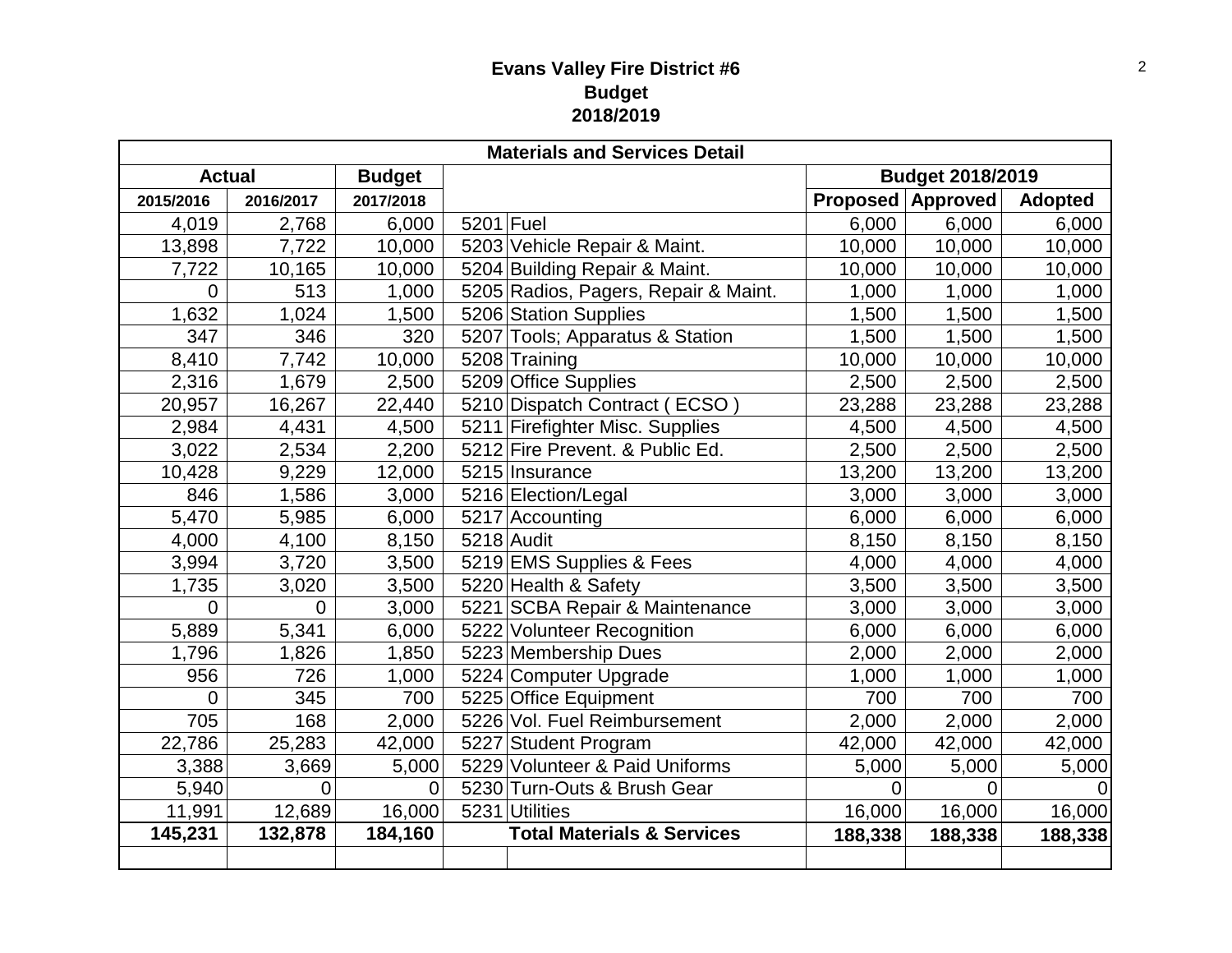**Evans Valley Fire District #6**
**Budget**
**2018/2019**

| Materials and Services Detail | | | | | | | |
|---|---|---|---|---|---|---|---|
| **Actual** | | **Budget** | | | **Budget 2018/2019** | | |
| **2015/2016** | **2016/2017** | **2017/2018** | | | **Proposed** | **Approved** | **Adopted** |
| 4,019 | 2,768 | 6,000 | 5201 | Fuel | 6,000 | 6,000 | 6,000 |
| 13,898 | 7,722 | 10,000 | 5203 | Vehicle Repair & Maint. | 10,000 | 10,000 | 10,000 |
| 7,722 | 10,165 | 10,000 | 5204 | Building Repair & Maint. | 10,000 | 10,000 | 10,000 |
| 0 | 513 | 1,000 | 5205 | Radios, Pagers, Repair & Maint. | 1,000 | 1,000 | 1,000 |
| 1,632 | 1,024 | 1,500 | 5206 | Station Supplies | 1,500 | 1,500 | 1,500 |
| 347 | 346 | 320 | 5207 | Tools; Apparatus & Station | 1,500 | 1,500 | 1,500 |
| 8,410 | 7,742 | 10,000 | 5208 | Training | 10,000 | 10,000 | 10,000 |
| 2,316 | 1,679 | 2,500 | 5209 | Office Supplies | 2,500 | 2,500 | 2,500 |
| 20,957 | 16,267 | 22,440 | 5210 | Dispatch Contract ( ECSO ) | 23,288 | 23,288 | 23,288 |
| 2,984 | 4,431 | 4,500 | 5211 | Firefighter Misc. Supplies | 4,500 | 4,500 | 4,500 |
| 3,022 | 2,534 | 2,200 | 5212 | Fire Prevent. & Public Ed. | 2,500 | 2,500 | 2,500 |
| 10,428 | 9,229 | 12,000 | 5215 | Insurance | 13,200 | 13,200 | 13,200 |
| 846 | 1,586 | 3,000 | 5216 | Election/Legal | 3,000 | 3,000 | 3,000 |
| 5,470 | 5,985 | 6,000 | 5217 | Accounting | 6,000 | 6,000 | 6,000 |
| 4,000 | 4,100 | 8,150 | 5218 | Audit | 8,150 | 8,150 | 8,150 |
| 3,994 | 3,720 | 3,500 | 5219 | EMS Supplies & Fees | 4,000 | 4,000 | 4,000 |
| 1,735 | 3,020 | 3,500 | 5220 | Health & Safety | 3,500 | 3,500 | 3,500 |
| 0 | 0 | 3,000 | 5221 | SCBA Repair & Maintenance | 3,000 | 3,000 | 3,000 |
| 5,889 | 5,341 | 6,000 | 5222 | Volunteer Recognition | 6,000 | 6,000 | 6,000 |
| 1,796 | 1,826 | 1,850 | 5223 | Membership Dues | 2,000 | 2,000 | 2,000 |
| 956 | 726 | 1,000 | 5224 | Computer Upgrade | 1,000 | 1,000 | 1,000 |
| 0 | 345 | 700 | 5225 | Office Equipment | 700 | 700 | 700 |
| 705 | 168 | 2,000 | 5226 | Vol. Fuel Reimbursement | 2,000 | 2,000 | 2,000 |
| 22,786 | 25,283 | 42,000 | 5227 | Student Program | 42,000 | 42,000 | 42,000 |
| 3,388 | 3,669 | 5,000 | 5229 | Volunteer & Paid Uniforms | 5,000 | 5,000 | 5,000 |
| 5,940 | 0 | 0 | 5230 | Turn-Outs & Brush Gear | 0 | 0 | 0 |
| 11,991 | 12,689 | 16,000 | 5231 | Utilities | 16,000 | 16,000 | 16,000 |
| **145,231** | **132,878** | **184,160** | | **Total Materials & Services** | **188,338** | **188,338** | **188,338** |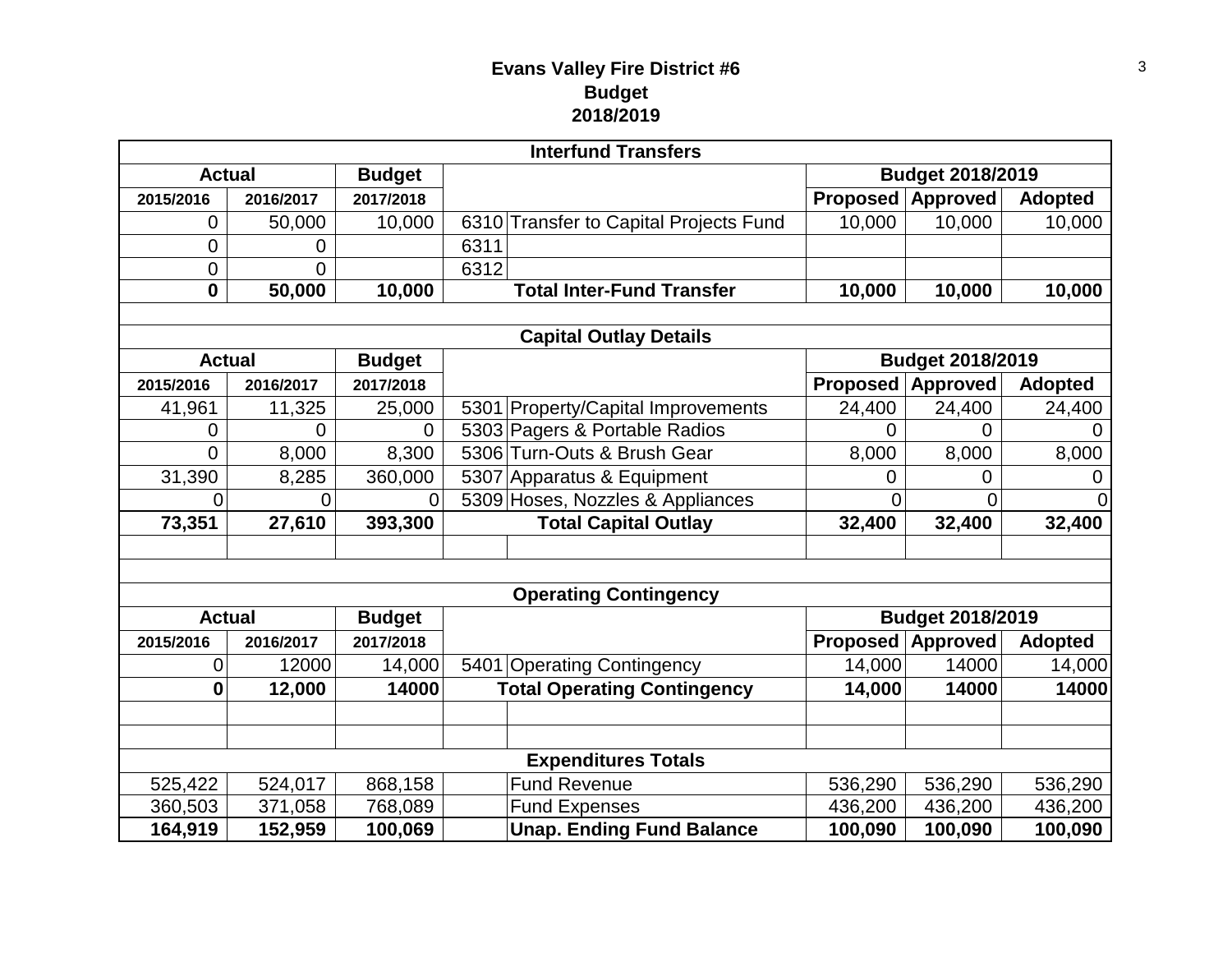# Evans Valley Fire District #6
## Budget
## 2018/2019

| Interfund Transfers | | | | | | | |
|---|---|---|---|---|---|---|---|
| **Actual** | | **Budget** | | | **Budget 2018/2019** | | |
| **2015/2016** | **2016/2017** | **2017/2018** | | | **Proposed** | **Approved** | **Adopted** |
| 0 | 50,000 | 10,000 | 6310 | Transfer to Capital Projects Fund | 10,000 | 10,000 | 10,000 |
| 0 | 0 | | 6311 | | | | |
| 0 | 0 | | 6312 | | | | |
| **0** | **50,000** | **10,000** | | **Total Inter-Fund Transfer** | **10,000** | **10,000** | **10,000** |

| Capital Outlay Details | | | | | | | |
|---|---|---|---|---|---|---|---|
| **Actual** | | **Budget** | | | **Budget 2018/2019** | | |
| **2015/2016** | **2016/2017** | **2017/2018** | | | **Proposed** | **Approved** | **Adopted** |
| 41,961 | 11,325 | 25,000 | 5301 | Property/Capital Improvements | 24,400 | 24,400 | 24,400 |
| 0 | 0 | 0 | 5303 | Pagers & Portable Radios | 0 | 0 | 0 |
| 0 | 8,000 | 8,300 | 5306 | Turn-Outs & Brush Gear | 8,000 | 8,000 | 8,000 |
| 31,390 | 8,285 | 360,000 | 5307 | Apparatus & Equipment | 0 | 0 | 0 |
| 0 | 0 | 0 | 5309 | Hoses, Nozzles & Appliances | 0 | 0 | 0 |
| **73,351** | **27,610** | **393,300** | | **Total Capital Outlay** | **32,400** | **32,400** | **32,400** |

| Operating Contingency | | | | | | | |
|---|---|---|---|---|---|---|---|
| **Actual** | | **Budget** | | | **Budget 2018/2019** | | |
| **2015/2016** | **2016/2017** | **2017/2018** | | | **Proposed** | **Approved** | **Adopted** |
| 0 | 12000 | 14,000 | 5401 | Operating Contingency | 14,000 | 14000 | 14,000 |
| **0** | **12,000** | **14000** | | **Total Operating Contingency** | **14,000** | **14000** | **14000** |

| Expenditures Totals | | | | | | | |
|---|---|---|---|---|---|---|---|
| 525,422 | 524,017 | 868,158 | | Fund Revenue | 536,290 | 536,290 | 536,290 |
| 360,503 | 371,058 | 768,089 | | Fund Expenses | 436,200 | 436,200 | 436,200 |
| **164,919** | **152,959** | **100,069** | | **Unap. Ending Fund Balance** | **100,090** | **100,090** | **100,090** |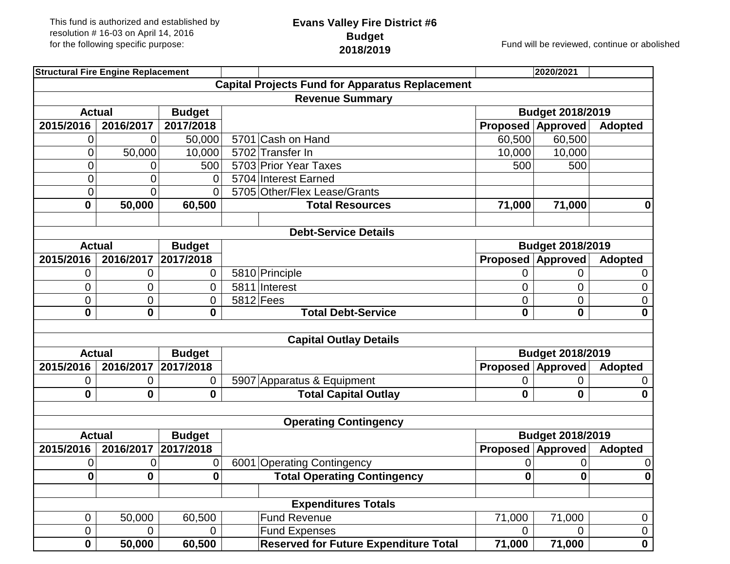This fund is authorized and established by resolution # 16-03 on April 14, 2016 for the following specific purpose:

**Evans Valley Fire District #6**
**Budget**
**2018/2019**

Fund will be reviewed, continue or abolished

| **Structural Fire Engine Replacement** | | | | | | 2020/2021 | |
|---|---|---|---|---|---|---|---|
| **Capital Projects Fund for Apparatus Replacement** | | | | | | | |
| **Revenue Summary** | | | | | | | |
| **Actual** | | **Budget** | | | **Budget 2018/2019** | | |
| **2015/2016** | **2016/2017** | **2017/2018** | | | **Proposed** | **Approved** | **Adopted** |
| 0 | 0 | 50,000 | 5701 | Cash on Hand | 60,500 | 60,500 | |
| 0 | 50,000 | 10,000 | 5702 | Transfer In | 10,000 | 10,000 | |
| 0 | 0 | 500 | 5703 | Prior Year Taxes | 500 | 500 | |
| 0 | 0 | 0 | 5704 | Interest Earned | | | |
| 0 | 0 | 0 | 5705 | Other/Flex Lease/Grants | | | |
| **0** | **50,000** | **60,500** | | **Total Resources** | **71,000** | **71,000** | **0** |
| | | | | | | | |
| **Debt-Service Details** | | | | | | | |
| **Actual** | | **Budget** | | | **Budget 2018/2019** | | |
| **2015/2016** | **2016/2017** | **2017/2018** | | | **Proposed** | **Approved** | **Adopted** |
| 0 | 0 | 0 | 5810 | Principle | 0 | 0 | 0 |
| 0 | 0 | 0 | 5811 | Interest | 0 | 0 | 0 |
| 0 | 0 | 0 | 5812 | Fees | 0 | 0 | 0 |
| **0** | **0** | **0** | | **Total Debt-Service** | **0** | **0** | **0** |
| | | | | | | | |
| **Capital Outlay Details** | | | | | | | |
| **Actual** | | **Budget** | | | **Budget 2018/2019** | | |
| **2015/2016** | **2016/2017** | **2017/2018** | | | **Proposed** | **Approved** | **Adopted** |
| 0 | 0 | 0 | 5907 | Apparatus & Equipment | 0 | 0 | 0 |
| **0** | **0** | **0** | | **Total Capital Outlay** | **0** | **0** | **0** |
| | | | | | | | |
| **Operating Contingency** | | | | | | | |
| **Actual** | | **Budget** | | | **Budget 2018/2019** | | |
| **2015/2016** | **2016/2017** | **2017/2018** | | | **Proposed** | **Approved** | **Adopted** |
| 0 | 0 | 0 | 6001 | Operating Contingency | 0 | 0 | 0 |
| **0** | **0** | **0** | | **Total Operating Contingency** | **0** | **0** | **0** |
| | | | | | | | |
| **Expenditures Totals** | | | | | | | |
| 0 | 50,000 | 60,500 | | Fund Revenue | 71,000 | 71,000 | 0 |
| 0 | 0 | 0 | | Fund Expenses | 0 | 0 | 0 |
| **0** | **50,000** | **60,500** | | **Reserved for Future Expenditure Total** | **71,000** | **71,000** | **0** |